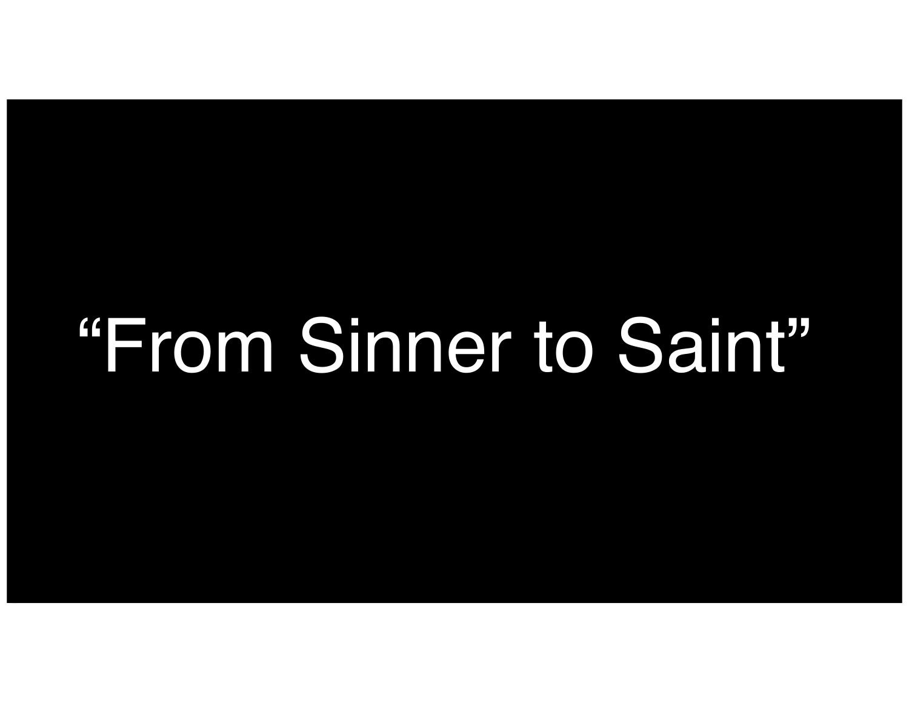# “From Sinner to Saint”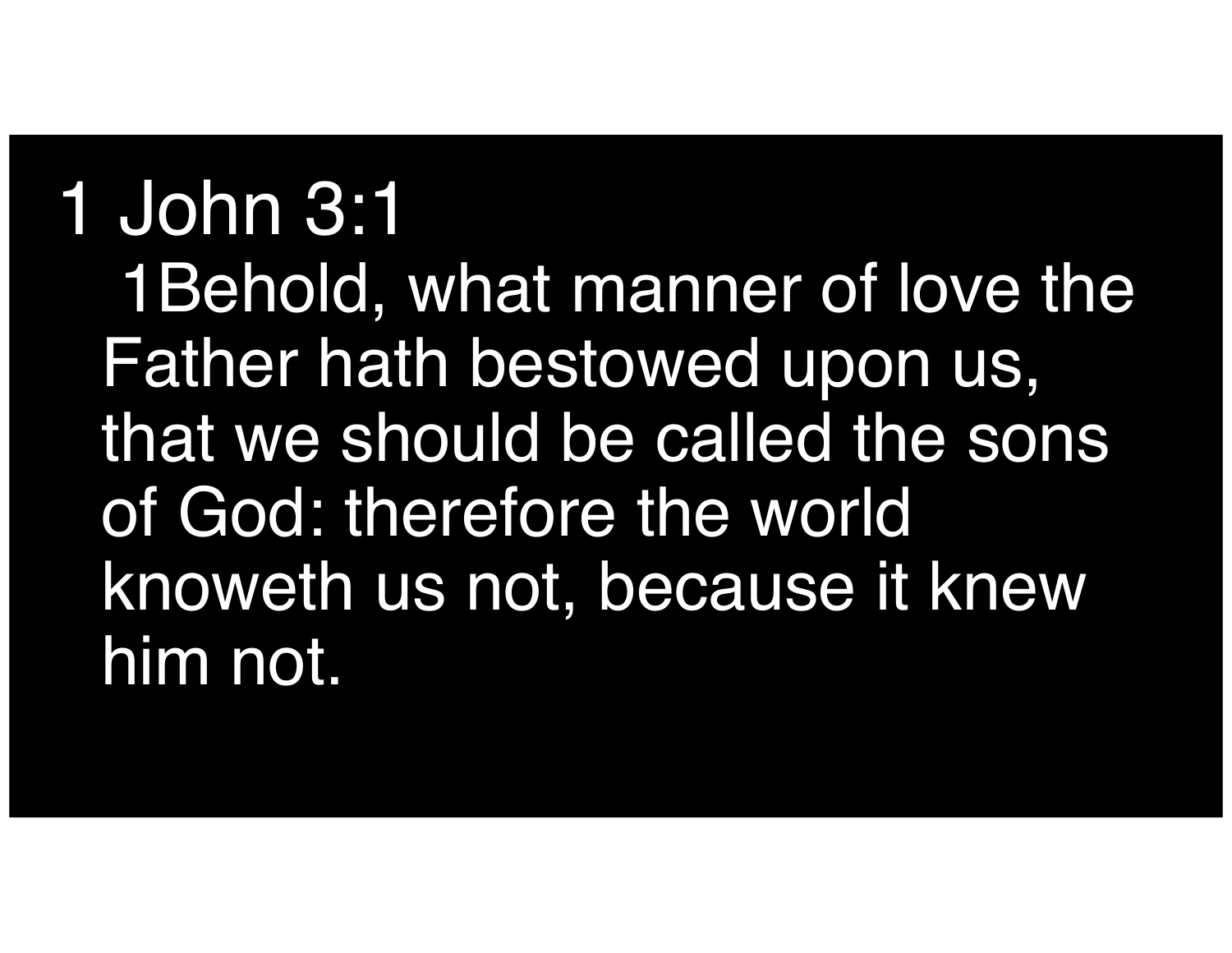# 1 John 3:1

1Behold, what manner of love the Father hath bestowed upon us, that we should be called the sons of God: therefore the world knoweth us not, because it knew him not.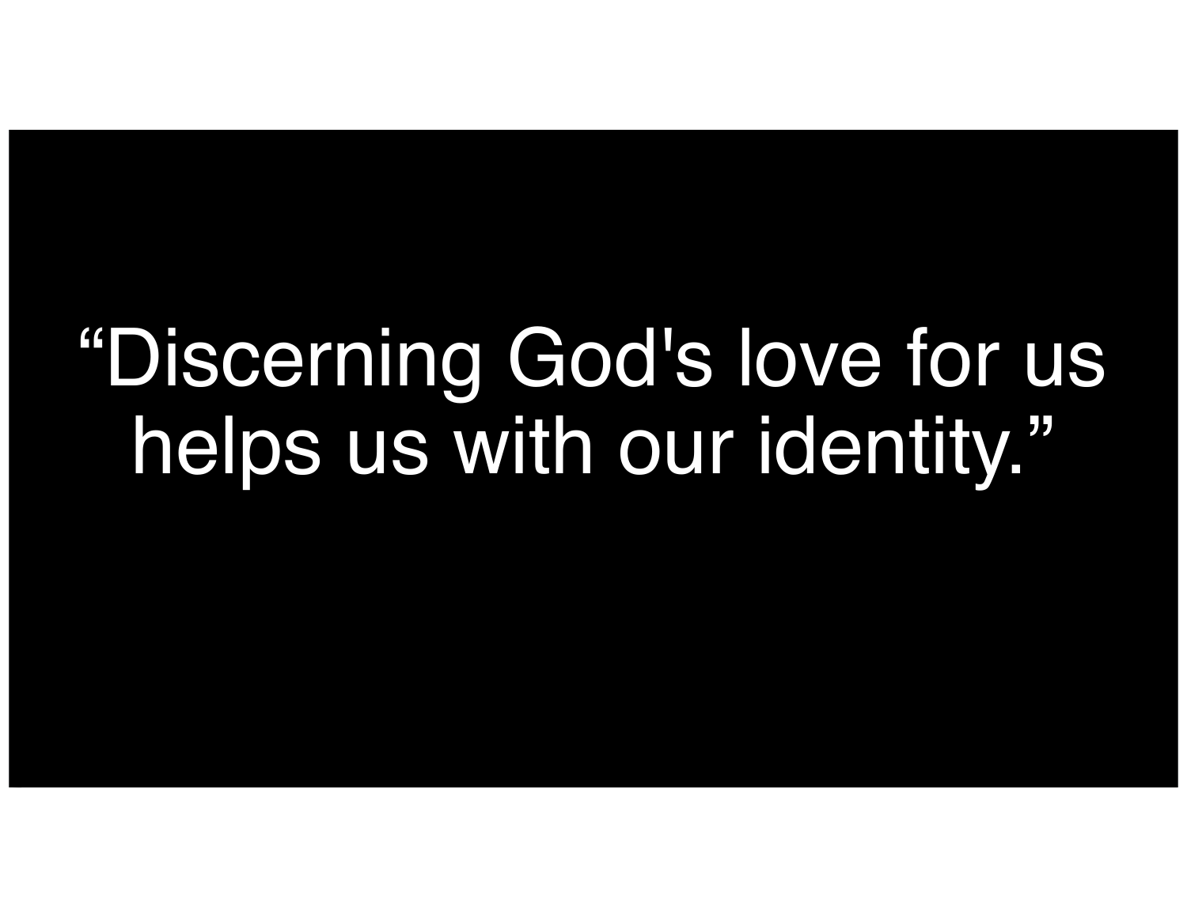"Discerning God's love for us helps us with our identity."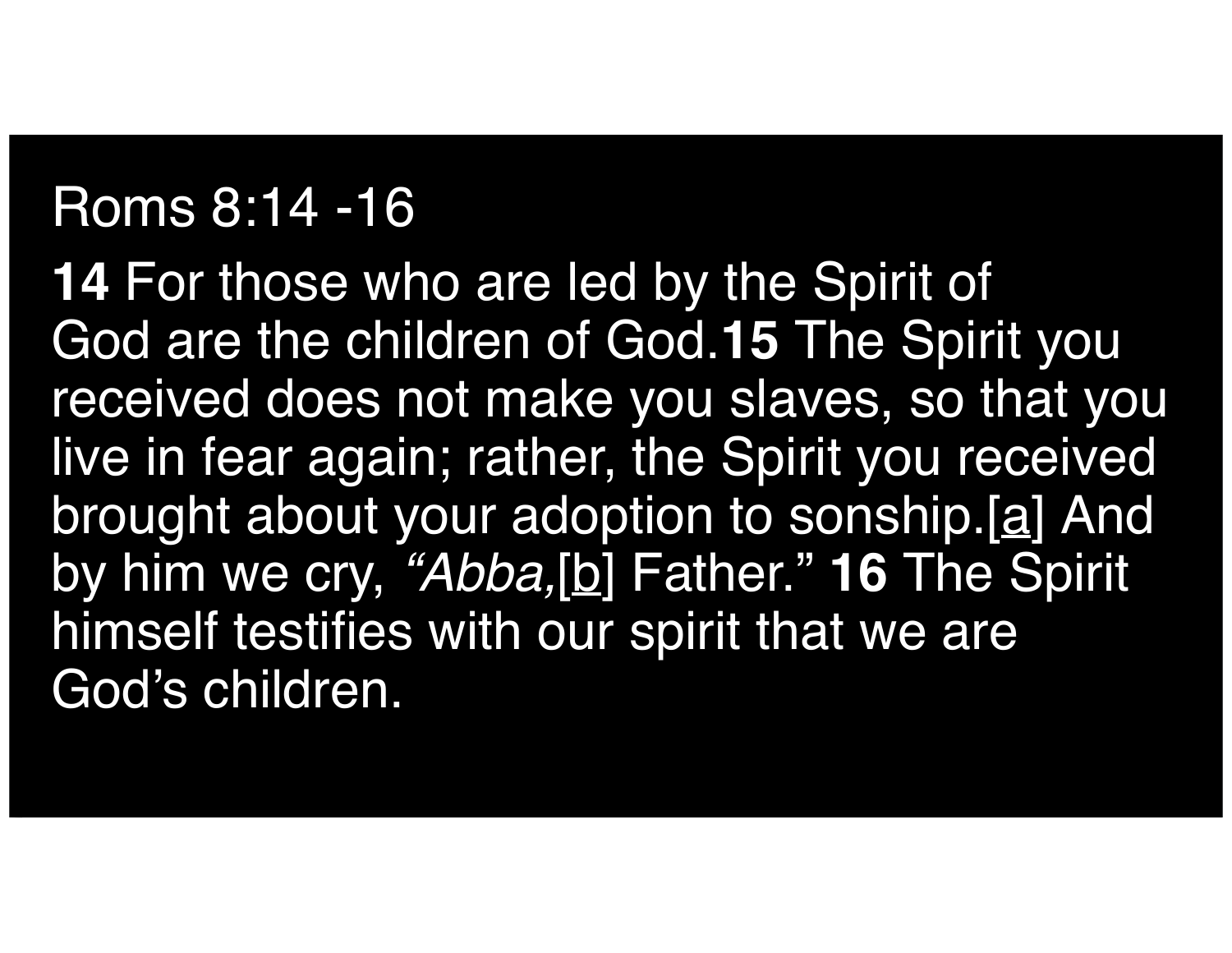Roms 8:14 -16

**14** For those who are led by the Spirit of God are the children of God.**15** The Spirit you received does not make you slaves, so that you live in fear again; rather, the Spirit you received brought about your adoption to sonship.[a] And by him we cry, *"Abba,*[b] Father." **16** The Spirit himself testifies with our spirit that we are God's children.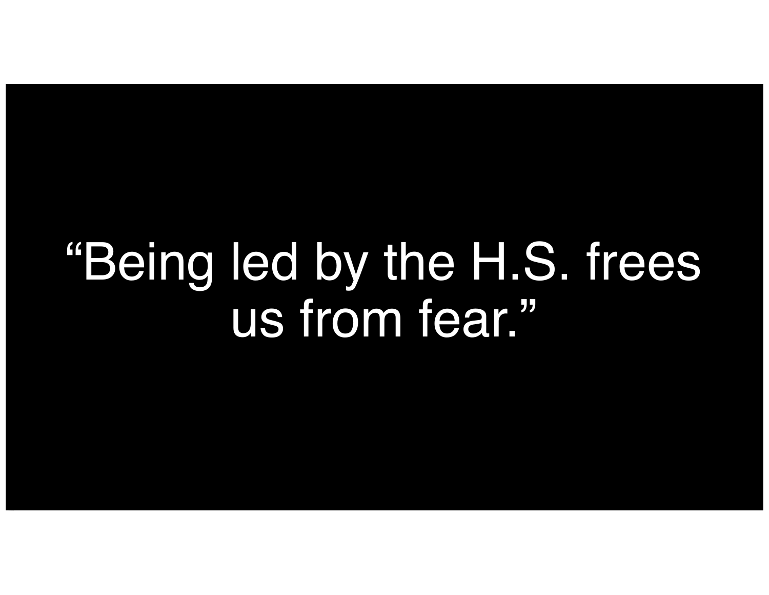“Being led by the H.S. frees us from fear.”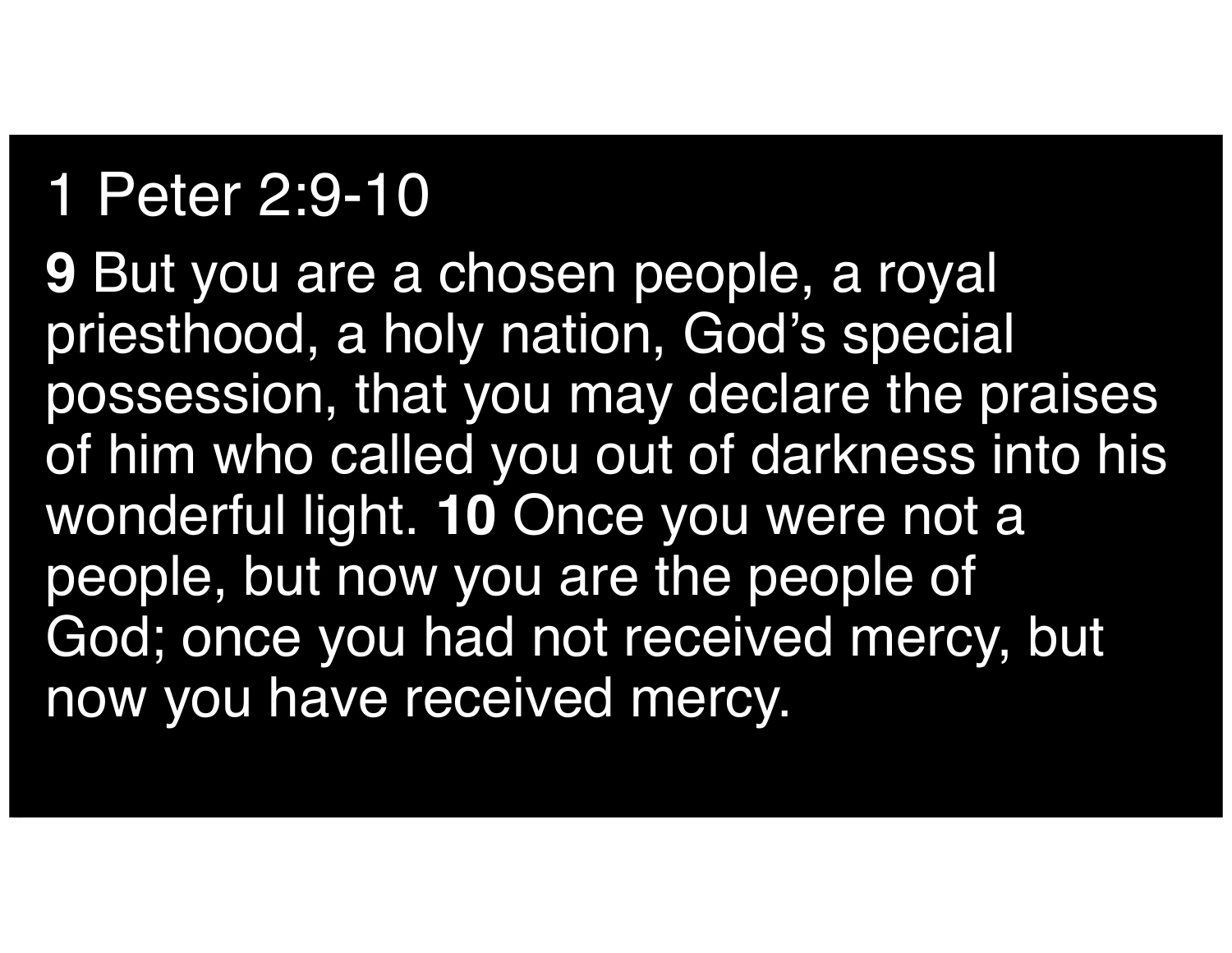# 1 Peter 2:9-10

**9** But you are a chosen people, a royal priesthood, a holy nation, God's special possession, that you may declare the praises of him who called you out of darkness into his wonderful light. **10** Once you were not a people, but now you are the people of God; once you had not received mercy, but now you have received mercy.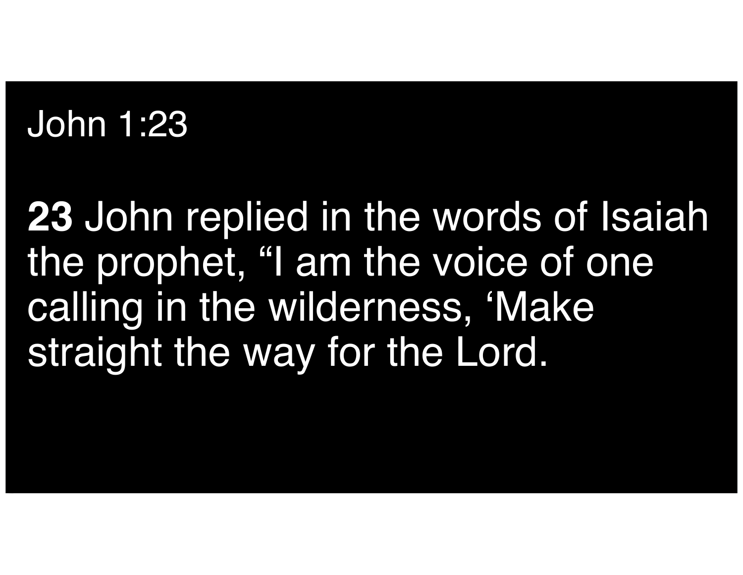John 1:23

**23** John replied in the words of Isaiah the prophet, “I am the voice of one calling in the wilderness, ‘Make straight the way for the Lord.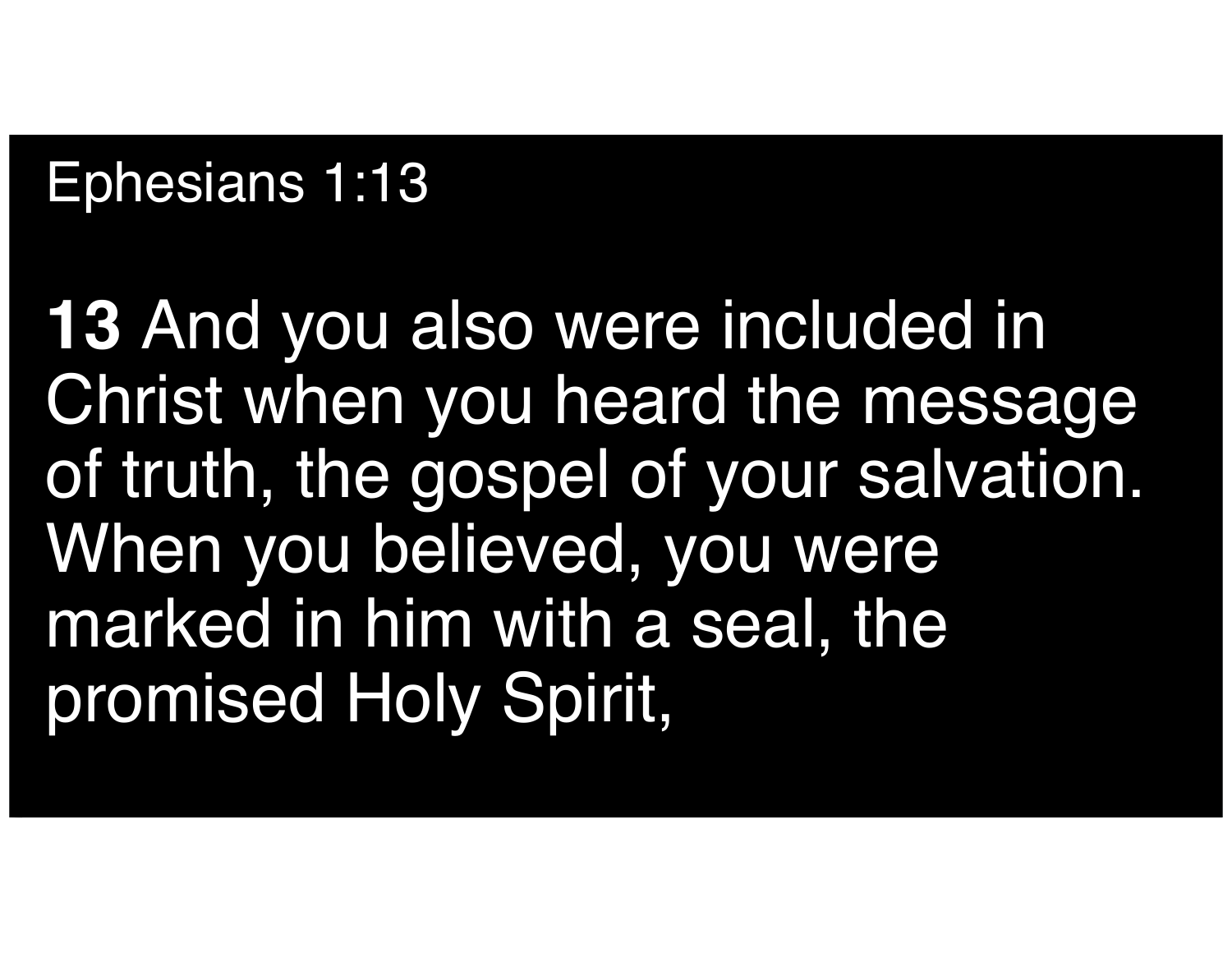Ephesians 1:13

**13** And you also were included in Christ when you heard the message of truth, the gospel of your salvation. When you believed, you were marked in him with a seal, the promised Holy Spirit,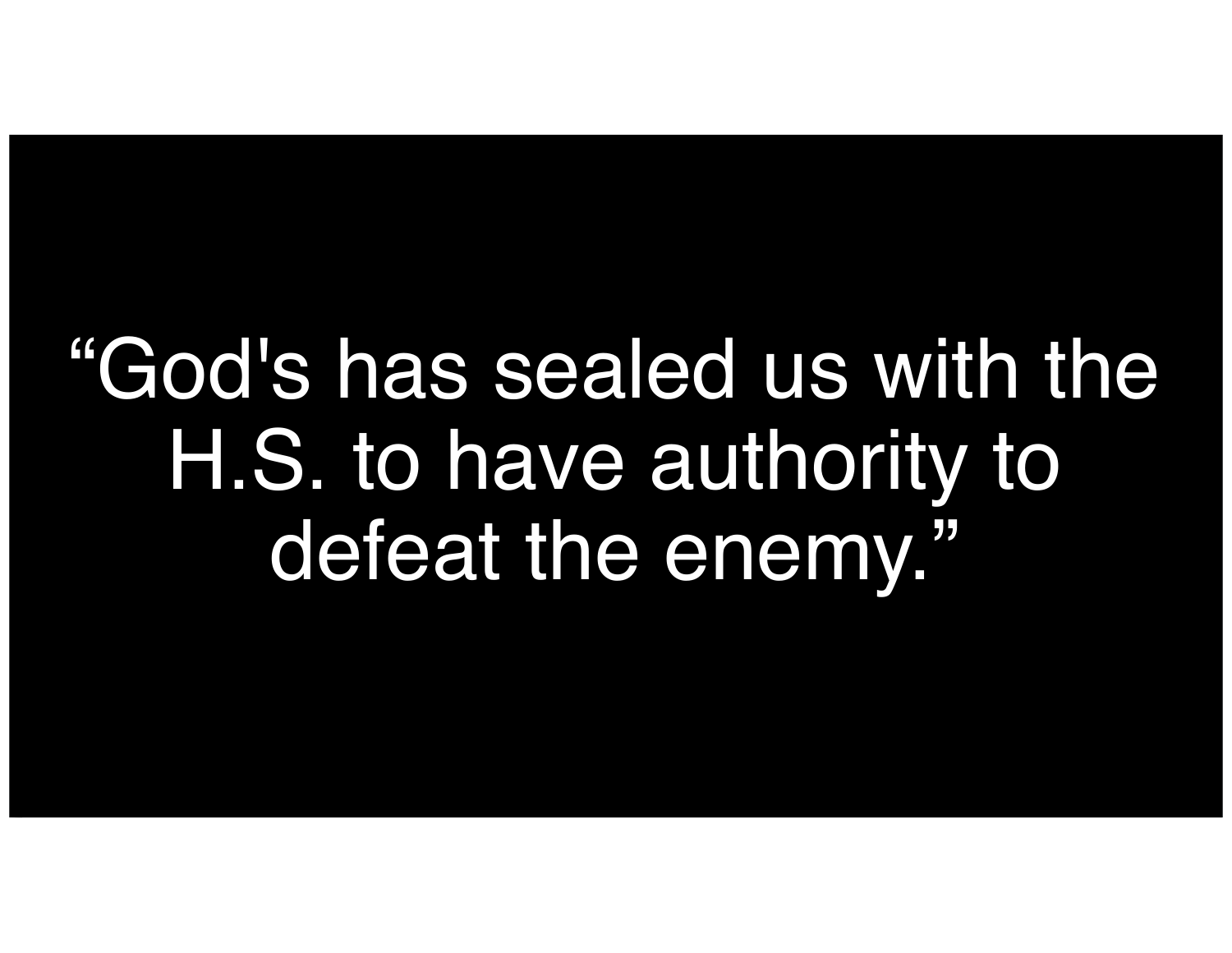“God's has sealed us with the H.S. to have authority to defeat the enemy.”